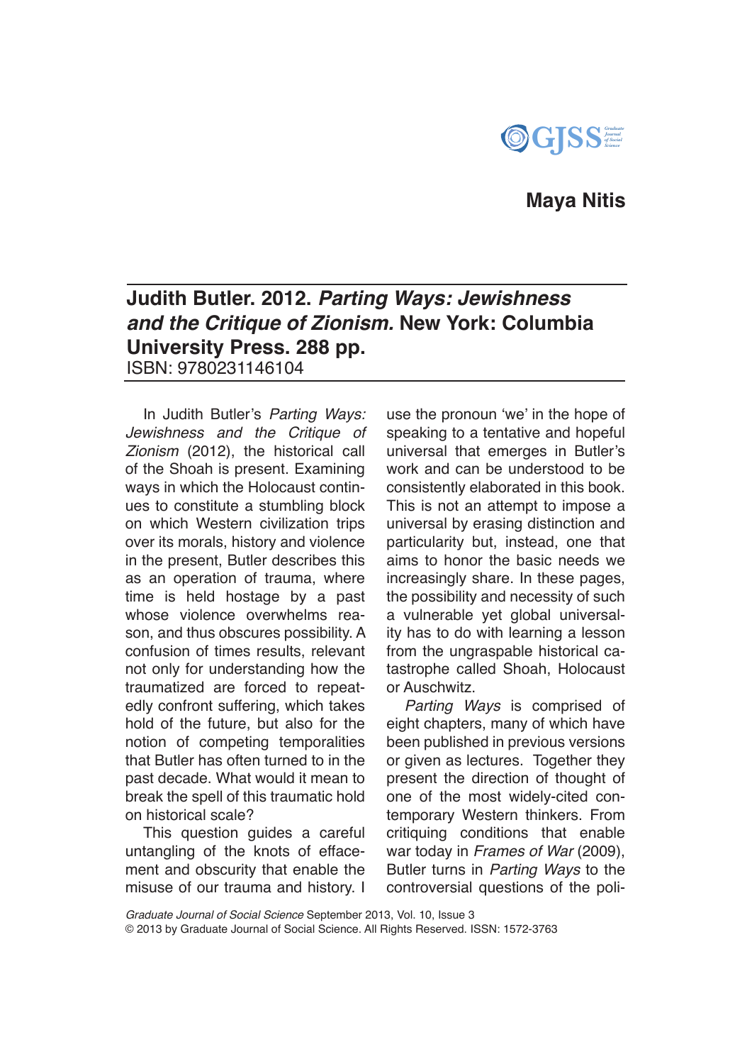**Maya Nitis**

## Judith Butler. 2012. *Parting Ways: Jewishness and the Critique of Zionism.* New York: Columbia University Press. 288 pp.

ISBN: 9780231146104

In Judith Butler's *Parting Ways: Jewishness and the Critique of Zionism* (2012), the historical call of the Shoah is present. Examining ways in which the Holocaust continues to constitute a stumbling block on which Western civilization trips over its morals, history and violence in the present, Butler describes this as an operation of trauma, where time is held hostage by a past whose violence overwhelms reason, and thus obscures possibility. A confusion of times results, relevant not only for understanding how the traumatized are forced to repeatedly confront suffering, which takes hold of the future, but also for the notion of competing temporalities that Butler has often turned to in the past decade. What would it mean to break the spell of this traumatic hold on historical scale?

This question guides a careful untangling of the knots of effacement and obscurity that enable the misuse of our trauma and history. I use the pronoun 'we' in the hope of speaking to a tentative and hopeful universal that emerges in Butler's work and can be understood to be consistently elaborated in this book. This is not an attempt to impose a universal by erasing distinction and particularity but, instead, one that aims to honor the basic needs we increasingly share. In these pages, the possibility and necessity of such a vulnerable yet global universality has to do with learning a lesson from the ungraspable historical catastrophe called Shoah, Holocaust or Auschwitz.

*Parting Ways* is comprised of eight chapters, many of which have been published in previous versions or given as lectures. Together they present the direction of thought of one of the most widely-cited contemporary Western thinkers. From critiquing conditions that enable war today in *Frames of War* (2009), Butler turns in *Parting Ways* to the controversial questions of the poli-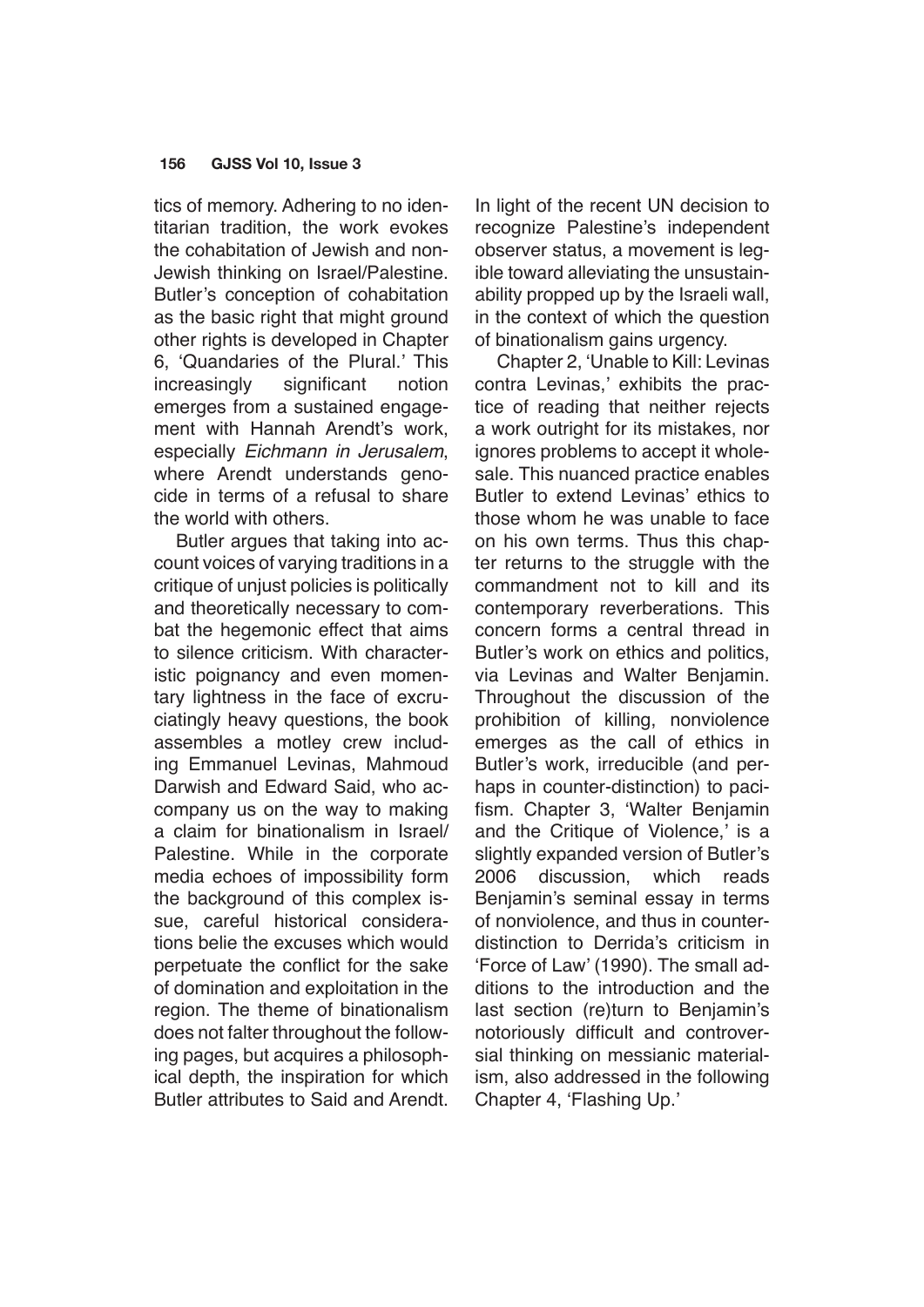tics of memory. Adhering to no identitarian tradition, the work evokes the cohabitation of Jewish and non-Jewish thinking on Israel/Palestine. Butler's conception of cohabitation as the basic right that might ground other rights is developed in Chapter 6, 'Quandaries of the Plural.' This increasingly significant notion emerges from a sustained engagement with Hannah Arendt's work, especially *Eichmann in Jerusalem*, where Arendt understands genocide in terms of a refusal to share the world with others.

Butler argues that taking into account voices of varying traditions in a critique of unjust policies is politically and theoretically necessary to combat the hegemonic effect that aims to silence criticism. With characteristic poignancy and even momentary lightness in the face of excruciatingly heavy questions, the book assembles a motley crew including Emmanuel Levinas, Mahmoud Darwish and Edward Said, who accompany us on the way to making a claim for binationalism in Israel/Palestine. While in the corporate media echoes of impossibility form the background of this complex issue, careful historical considerations belie the excuses which would perpetuate the conflict for the sake of domination and exploitation in the region. The theme of binationalism does not falter throughout the following pages, but acquires a philosophical depth, the inspiration for which Butler attributes to Said and Arendt. In light of the recent UN decision to recognize Palestine's independent observer status, a movement is legible toward alleviating the unsustainability propped up by the Israeli wall, in the context of which the question of binationalism gains urgency.

Chapter 2, 'Unable to Kill: Levinas contra Levinas,' exhibits the practice of reading that neither rejects a work outright for its mistakes, nor ignores problems to accept it wholesale. This nuanced practice enables Butler to extend Levinas' ethics to those whom he was unable to face on his own terms. Thus this chapter returns to the struggle with the commandment not to kill and its contemporary reverberations. This concern forms a central thread in Butler's work on ethics and politics, via Levinas and Walter Benjamin. Throughout the discussion of the prohibition of killing, nonviolence emerges as the call of ethics in Butler's work, irreducible (and perhaps in counter-distinction) to pacifism. Chapter 3, 'Walter Benjamin and the Critique of Violence,' is a slightly expanded version of Butler's 2006 discussion, which reads Benjamin's seminal essay in terms of nonviolence, and thus in counter-distinction to Derrida's criticism in 'Force of Law' (1990). The small additions to the introduction and the last section (re)turn to Benjamin's notoriously difficult and controversial thinking on messianic materialism, also addressed in the following Chapter 4, 'Flashing Up.'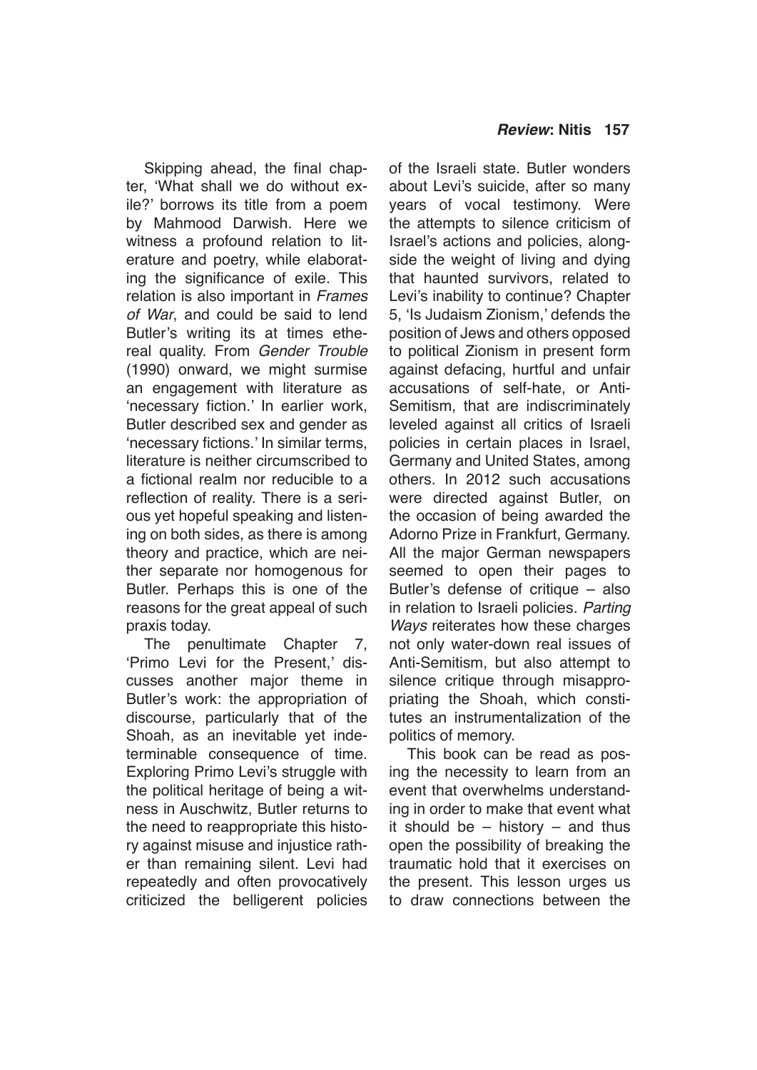Skipping ahead, the final chapter, 'What shall we do without exile?' borrows its title from a poem by Mahmood Darwish. Here we witness a profound relation to literature and poetry, while elaborating the significance of exile. This relation is also important in *Frames of War*, and could be said to lend Butler's writing its at times ethereal quality. From *Gender Trouble* (1990) onward, we might surmise an engagement with literature as 'necessary fiction.' In earlier work, Butler described sex and gender as 'necessary fictions.' In similar terms, literature is neither circumscribed to a fictional realm nor reducible to a reflection of reality. There is a serious yet hopeful speaking and listening on both sides, as there is among theory and practice, which are neither separate nor homogenous for Butler. Perhaps this is one of the reasons for the great appeal of such praxis today.

The penultimate Chapter 7, 'Primo Levi for the Present,' discusses another major theme in Butler's work: the appropriation of discourse, particularly that of the Shoah, as an inevitable yet indeterminable consequence of time. Exploring Primo Levi's struggle with the political heritage of being a witness in Auschwitz, Butler returns to the need to reappropriate this history against misuse and injustice rather than remaining silent. Levi had repeatedly and often provocatively criticized the belligerent policies of the Israeli state. Butler wonders about Levi's suicide, after so many years of vocal testimony. Were the attempts to silence criticism of Israel's actions and policies, alongside the weight of living and dying that haunted survivors, related to Levi's inability to continue? Chapter 5, 'Is Judaism Zionism,' defends the position of Jews and others opposed to political Zionism in present form against defacing, hurtful and unfair accusations of self-hate, or Anti-Semitism, that are indiscriminately leveled against all critics of Israeli policies in certain places in Israel, Germany and United States, among others. In 2012 such accusations were directed against Butler, on the occasion of being awarded the Adorno Prize in Frankfurt, Germany. All the major German newspapers seemed to open their pages to Butler's defense of critique – also in relation to Israeli policies. *Parting Ways* reiterates how these charges not only water-down real issues of Anti-Semitism, but also attempt to silence critique through misappropriating the Shoah, which constitutes an instrumentalization of the politics of memory.

This book can be read as posing the necessity to learn from an event that overwhelms understanding in order to make that event what it should be – history – and thus open the possibility of breaking the traumatic hold that it exercises on the present. This lesson urges us to draw connections between the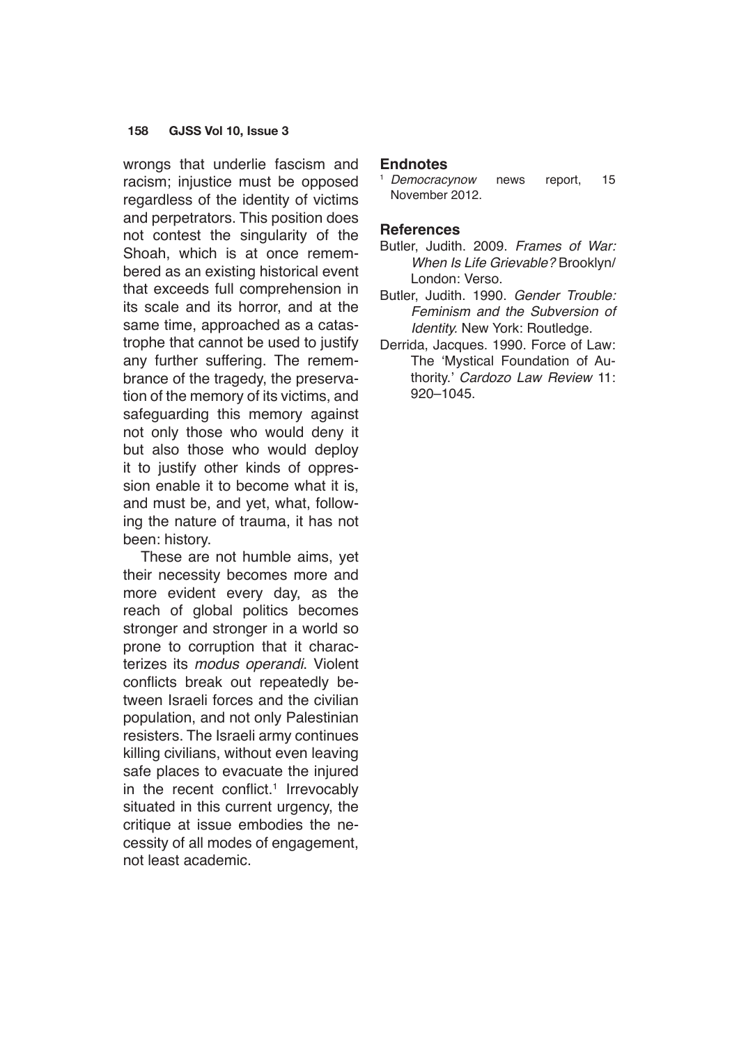wrongs that underlie fascism and racism; injustice must be opposed regardless of the identity of victims and perpetrators. This position does not contest the singularity of the Shoah, which is at once remembered as an existing historical event that exceeds full comprehension in its scale and its horror, and at the same time, approached as a catastrophe that cannot be used to justify any further suffering. The remembrance of the tragedy, the preservation of the memory of its victims, and safeguarding this memory against not only those who would deny it but also those who would deploy it to justify other kinds of oppression enable it to become what it is, and must be, and yet, what, following the nature of trauma, it has not been: history.

These are not humble aims, yet their necessity becomes more and more evident every day, as the reach of global politics becomes stronger and stronger in a world so prone to corruption that it characterizes its *modus operandi*. Violent conflicts break out repeatedly between Israeli forces and the civilian population, and not only Palestinian resisters. The Israeli army continues killing civilians, without even leaving safe places to evacuate the injured in the recent conflict.[1] Irrevocably situated in this current urgency, the critique at issue embodies the necessity of all modes of engagement, not least academic.

## Endnotes

[1] *Democracynow* news report, 15 November 2012.

## References

Butler, Judith. 2009. *Frames of War: When Is Life Grievable?* Brooklyn/London: Verso.

Butler, Judith. 1990. *Gender Trouble: Feminism and the Subversion of Identity.* New York: Routledge.

Derrida, Jacques. 1990. Force of Law: The 'Mystical Foundation of Authority.' *Cardozo Law Review* 11: 920–1045.